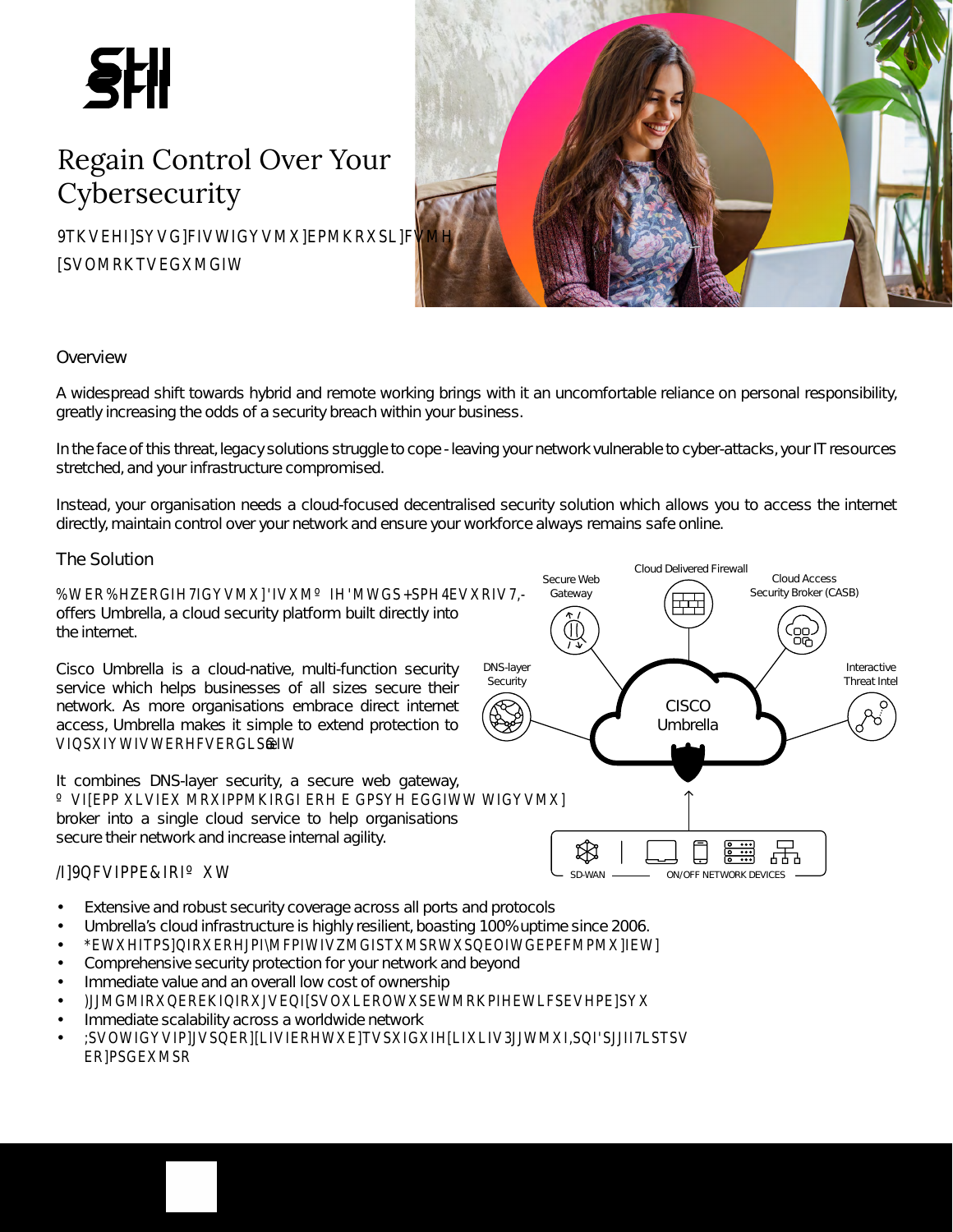# Regain Control Over Your Cybersecurity

9TKVEHI]SYVG]FIVWIGYVMX]EPMKRXSL]FVMH [SVOMRKTVEGXMGIW

## Overview

A widespread shift towards hybrid and remote working brings with it an uncomfortable reliance on personal responsibility, greatly increasing the odds of a security breach within your business.

In the face of this threat, legacy solutions struggle to cope - leaving your network vulnerable to cyber-attacks, your IT resources stretched, and your infrastructure compromised.

Instead, your organisation needs a cloud-focused decentralised security solution which allows you to access the internet directly, maintain control over your network and ensure your workforce always remains safe online.

## The Solution

%WER%HZERGIH7IGYVMX]'IVXM° IH'MWGS+SPH4EVXRIV7,- offers Umbrella, a cloud security platform built directly into the internet.

Cisco Umbrella is a cloud-native, multi-function security service which helps businesses of all sizes secure their network. As more organisations embrace direct internet access, Umbrella makes it simple to extend protection to VIQSXIYWIVWERHFVERGLS°GIW

It combines DNS-layer security, a secure web gateway, ° VI[EPP XLVIEX MRXIPPMKIRGI ERH E GPSYH EGGIWW WIGYVMX] broker into a single cloud service to help organisations secure their network and increase internal agility.

/I]9QFVIPPE&IRI° XW

- Extensive and robust security coverage across all ports and protocols
- Umbrella's cloud infrastructure is highly resilient, boasting 100% uptime since 2006.
- *EWXHITPS]QIRXERHJPI\MFPIWIVZMGISTXMSRWXSQEOIWGEPEFMPMX]IEW]
- Comprehensive security protection for your network and beyond
- Immediate value and an overall low cost of ownership
- )JJMGMIRXQEREKIQIRXJVEQI[SVOXLEROWXSEWMRKPIHEWLFSEVHPE]SYX
- Immediate scalability across a worldwide network
- ;SVOWIGYVIP]JVSQER][LIVIERHWXE]TVSXIGXIH[LIXLIV3JJWMXI,SQI'SJJII7LSTSV ER]PSGEXMSR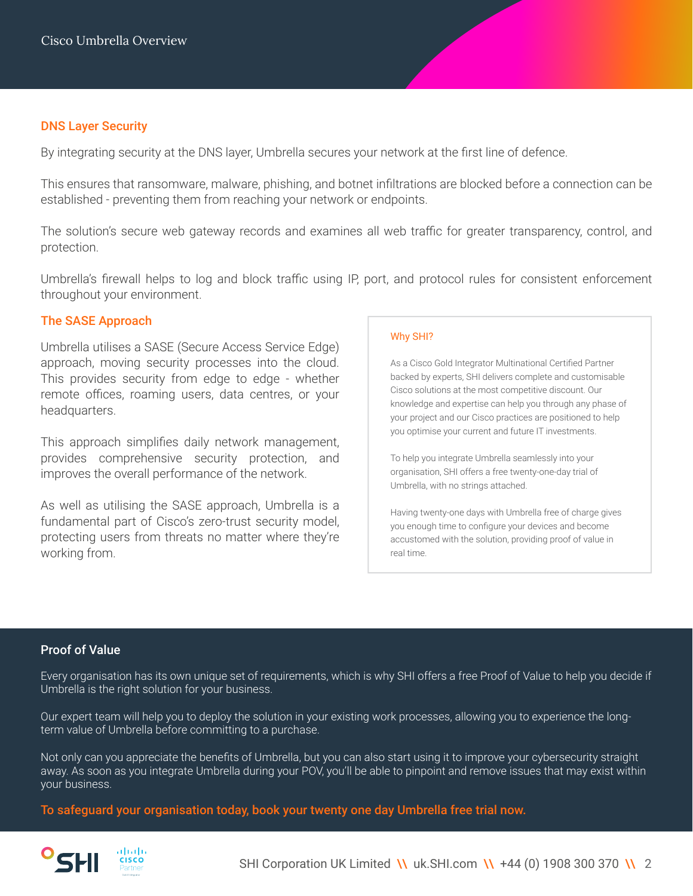## DNS Layer Security

By integrating security at the DNS layer, Umbrella secures your network at the first line of defence.

This ensures that ransomware, malware, phishing, and botnet infiltrations are blocked before a connection can be established - preventing them from reaching your network or endpoints.

The solution's secure web gateway records and examines all web traffic for greater transparency, control, and protection.

Umbrella's firewall helps to log and block traffic using IP, port, and protocol rules for consistent enforcement throughout your environment.

## The SASE Approach

Umbrella utilises a SASE (Secure Access Service Edge) approach, moving security processes into the cloud. This provides security from edge to edge - whether remote offices, roaming users, data centres, or your headquarters.

This approach simplifies daily network management, provides comprehensive security protection, and improves the overall performance of the network.

As well as utilising the SASE approach, Umbrella is a fundamental part of Cisco's zero-trust security model, protecting users from threats no matter where they're working from.

### Why SHI?

As a Cisco Gold Integrator Multinational Certified Partner backed by experts, SHI delivers complete and customisable Cisco solutions at the most competitive discount. Our knowledge and expertise can help you through any phase of your project and our Cisco practices are positioned to help you optimise your current and future IT investments.

To help you integrate Umbrella seamlessly into your organisation, SHI offers a free twenty-one-day trial of Umbrella, with no strings attached.

Having twenty-one days with Umbrella free of charge gives you enough time to configure your devices and become accustomed with the solution, providing proof of value in real time.

## Proof of Value

Every organisation has its own unique set of requirements, which is why SHI offers a free Proof of Value to help you decide if Umbrella is the right solution for your business.

Our expert team will help you to deploy the solution in your existing work processes, allowing you to experience the long-term value of Umbrella before committing to a purchase.

Not only can you appreciate the benefits of Umbrella, but you can also start using it to improve your cybersecurity straight away. As soon as you integrate Umbrella during your POV, you'll be able to pinpoint and remove issues that may exist within your business.

**To safeguard your organisation today, book your twenty one day Umbrella free trial now.**

SHI Corporation UK Limited \\ uk.SHI.com \\ +44 (0) 1908 300 370